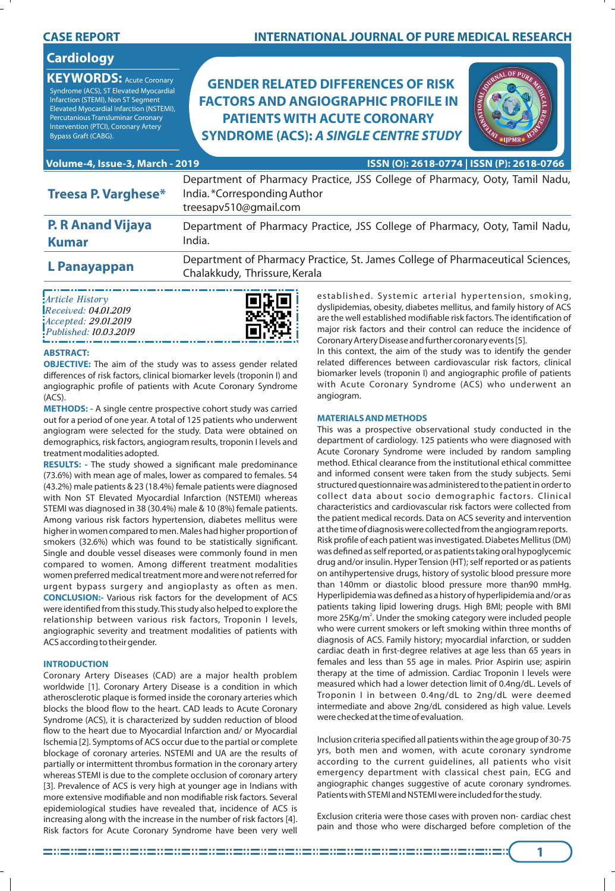**CASE REPORT**

**Cardiology**

**KEYWORDS:** Acute Coronary Syndrome (ACS), ST Elevated Myocardial Infarction (STEMI), Non ST Segment Elevated Myocardial Infarction (NSTEMI), Percutanious Transluminar Coronary Intervention (PTCI), Coronary Artery Bypass Graft (CABG).

# GENDER RELATED DIFFERENCES OF RISK FACTORS AND ANGIOGRAPHIC PROFILE IN PATIENTS WITH ACUTE CORONARY SYNDROME (ACS): *A SINGLE CENTRE STUDY*

| | |
|---|---|
| **Treesa P. Varghese*** | Department of Pharmacy Practice, JSS College of Pharmacy, Ooty, Tamil Nadu, India. *Corresponding Author treesapv510@gmail.com |
| **P. R Anand Vijaya Kumar** | Department of Pharmacy Practice, JSS College of Pharmacy, Ooty, Tamil Nadu, India. |
| **L Panayappan** | Department of Pharmacy Practice, St. James College of Pharmaceutical Sciences, Chalakkudy, Thrissure, Kerala |

*Article History*
*Received: 04.01.2019*
*Accepted: 29.01.2019*
*Published: 10.03.2019*

## ABSTRACT:

**OBJECTIVE:** The aim of the study was to assess gender related differences of risk factors, clinical biomarker levels (troponin I) and angiographic profile of patients with Acute Coronary Syndrome (ACS).

**METHODS: -** A single centre prospective cohort study was carried out for a period of one year. A total of 125 patients who underwent angiogram were selected for the study. Data were obtained on demographics, risk factors, angiogram results, troponin I levels and treatment modalities adopted.

**RESULTS: -** The study showed a significant male predominance (73.6%) with mean age of males, lower as compared to females. 54 (43.2%) male patients & 23 (18.4%) female patients were diagnosed with Non ST Elevated Myocardial Infarction (NSTEMI) whereas STEMI was diagnosed in 38 (30.4%) male & 10 (8%) female patients. Among various risk factors hypertension, diabetes mellitus were higher in women compared to men. Males had higher proportion of smokers (32.6%) which was found to be statistically significant. Single and double vessel diseases were commonly found in men compared to women. Among different treatment modalities women preferred medical treatment more and were not referred for urgent bypass surgery and angioplasty as often as men.

**CONCLUSION:-** Various risk factors for the development of ACS were identified from this study. This study also helped to explore the relationship between various risk factors, Troponin I levels, angiographic severity and treatment modalities of patients with ACS according to their gender.

## INTRODUCTION

Coronary Artery Diseases (CAD) are a major health problem worldwide [1]. Coronary Artery Disease is a condition in which atherosclerotic plaque is formed inside the coronary arteries which blocks the blood flow to the heart. CAD leads to Acute Coronary Syndrome (ACS), it is characterized by sudden reduction of blood flow to the heart due to Myocardial Infarction and/ or Myocardial Ischemia [2]. Symptoms of ACS occur due to the partial or complete blockage of coronary arteries. NSTEMI and UA are the results of partially or intermittent thrombus formation in the coronary artery whereas STEMI is due to the complete occlusion of coronary artery [3]. Prevalence of ACS is very high at younger age in Indians with more extensive modifiable and non modifiable risk factors. Several epidemiological studies have revealed that, incidence of ACS is increasing along with the increase in the number of risk factors [4]. Risk factors for Acute Coronary Syndrome have been very well established. Systemic arterial hypertension, smoking, dyslipidemias, obesity, diabetes mellitus, and family history of ACS are the well established modifiable risk factors. The identification of major risk factors and their control can reduce the incidence of Coronary Artery Disease and further coronary events [5].

In this context, the aim of the study was to identify the gender related differences between cardiovascular risk factors, clinical biomarker levels (troponin I) and angiographic profile of patients with Acute Coronary Syndrome (ACS) who underwent an angiogram.

## MATERIALS AND METHODS

This was a prospective observational study conducted in the department of cardiology. 125 patients who were diagnosed with Acute Coronary Syndrome were included by random sampling method. Ethical clearance from the institutional ethical committee and informed consent were taken from the study subjects. Semi structured questionnaire was administered to the patient in order to collect data about socio demographic factors. Clinical characteristics and cardiovascular risk factors were collected from the patient medical records. Data on ACS severity and intervention at the time of diagnosis were collected from the angiogram reports.

Risk profile of each patient was investigated. Diabetes Mellitus (DM) was defined as self reported, or as patients taking oral hypoglycemic drug and/or insulin. Hyper Tension (HT); self reported or as patients on antihypertensive drugs, history of systolic blood pressure more than 140mm or diastolic blood pressure more than90 mmHg. Hyperlipidemia was defined as a history of hyperlipidemia and/or as patients taking lipid lowering drugs. High BMI; people with BMI more 25Kg/m$^2$. Under the smoking category were included people who were current smokers or left smoking within three months of diagnosis of ACS. Family history; myocardial infarction, or sudden cardiac death in first-degree relatives at age less than 65 years in females and less than 55 age in males. Prior Aspirin use; aspirin therapy at the time of admission. Cardiac Troponin I levels were measured which had a lower detection limit of 0.4ng/dL. Levels of Troponin I in between 0.4ng/dL to 2ng/dL were deemed intermediate and above 2ng/dL considered as high value. Levels were checked at the time of evaluation.

Inclusion criteria specified all patients within the age group of 30-75 yrs, both men and women, with acute coronary syndrome according to the current guidelines, all patients who visit emergency department with classical chest pain, ECG and angiographic changes suggestive of acute coronary syndromes. Patients with STEMI and NSTEMI were included for the study.

Exclusion criteria were those cases with proven non- cardiac chest pain and those who were discharged before completion of the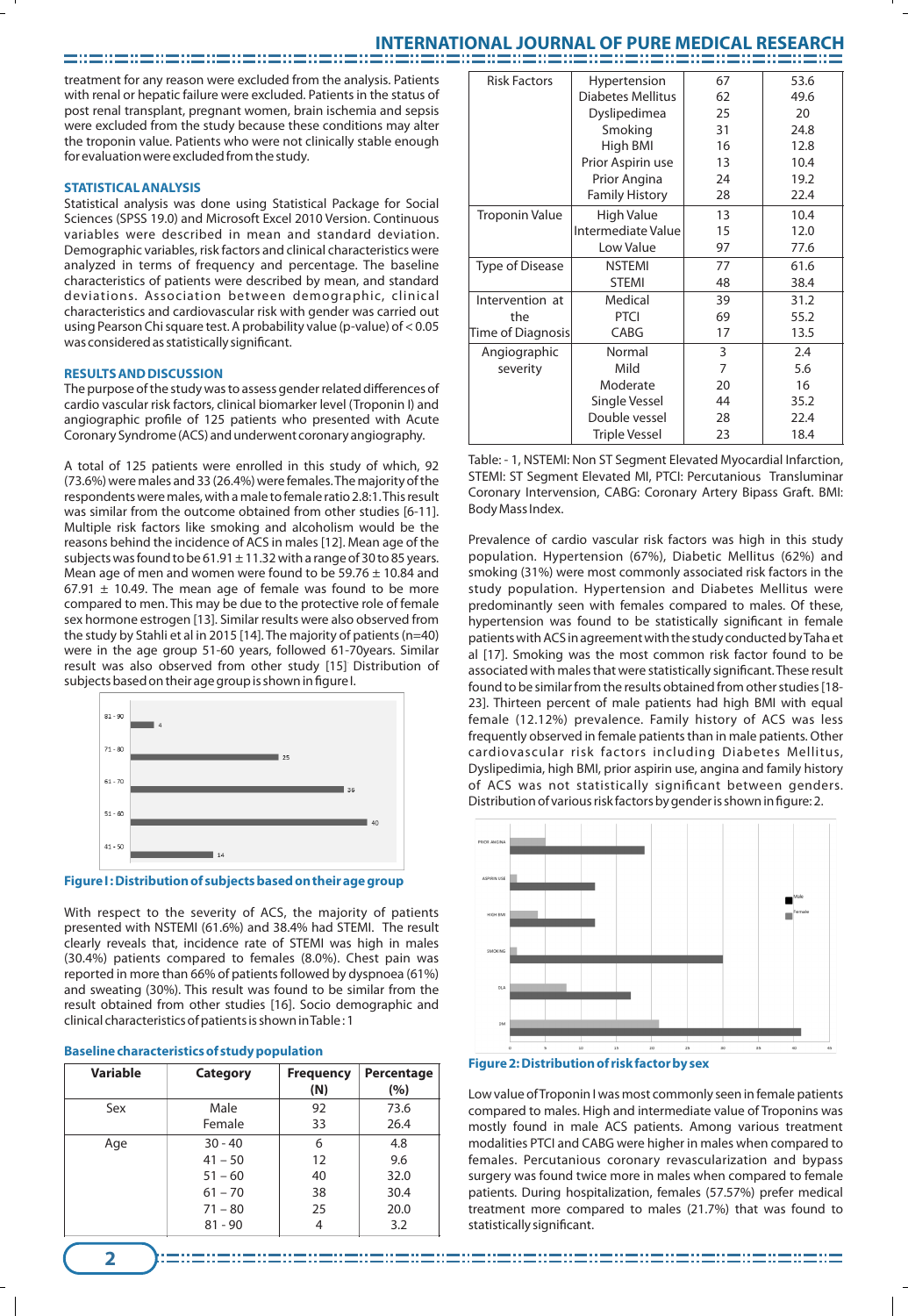treatment for any reason were excluded from the analysis. Patients with renal or hepatic failure were excluded. Patients in the status of post renal transplant, pregnant women, brain ischemia and sepsis were excluded from the study because these conditions may alter the troponin value. Patients who were not clinically stable enough for evaluation were excluded from the study.

### STATISTICAL ANALYSIS

Statistical analysis was done using Statistical Package for Social Sciences (SPSS 19.0) and Microsoft Excel 2010 Version. Continuous variables were described in mean and standard deviation. Demographic variables, risk factors and clinical characteristics were analyzed in terms of frequency and percentage. The baseline characteristics of patients were described by mean, and standard deviations. Association between demographic, clinical characteristics and cardiovascular risk with gender was carried out using Pearson Chi square test. A probability value (p-value) of < 0.05 was considered as statistically significant.

### RESULTS AND DISCUSSION

The purpose of the study was to assess gender related differences of cardio vascular risk factors, clinical biomarker level (Troponin I) and angiographic profile of 125 patients who presented with Acute Coronary Syndrome (ACS) and underwent coronary angiography.

A total of 125 patients were enrolled in this study of which, 92 (73.6%) were males and 33 (26.4%) were females. The majority of the respondents were males, with a male to female ratio 2.8:1. This result was similar from the outcome obtained from other studies [6-11]. Multiple risk factors like smoking and alcoholism would be the reasons behind the incidence of ACS in males [12]. Mean age of the subjects was found to be 61.91 ± 11.32 with a range of 30 to 85 years. Mean age of men and women were found to be 59.76 ± 10.84 and 67.91 ± 10.49. The mean age of female was found to be more compared to men. This may be due to the protective role of female sex hormone estrogen [13]. Similar results were also observed from the study by Stahli et al in 2015 [14]. The majority of patients (n=40) were in the age group 51-60 years, followed 61-70years. Similar result was also observed from other study [15] Distribution of subjects based on their age group is shown in figure I.

**Figure I : Distribution of subjects based on their age group**

With respect to the severity of ACS, the majority of patients presented with NSTEMI (61.6%) and 38.4% had STEMI. The result clearly reveals that, incidence rate of STEMI was high in males (30.4%) patients compared to females (8.0%). Chest pain was reported in more than 66% of patients followed by dyspnoea (61%) and sweating (30%). This result was found to be similar from the result obtained from other studies [16]. Socio demographic and clinical characteristics of patients is shown in Table : 1

**Baseline characteristics of study population**

| Variable | Category | Frequency (N) | Percentage (%) |
|---|---|---|---|
| Sex | Male | 92 | 73.6 |
| | Female | 33 | 26.4 |
| Age | 30 - 40 | 6 | 4.8 |
| | 41 – 50 | 12 | 9.6 |
| | 51 – 60 | 40 | 32.0 |
| | 61 – 70 | 38 | 30.4 |
| | 71 – 80 | 25 | 20.0 |
| | 81 - 90 | 4 | 3.2 |
| Risk Factors | Hypertension | 67 | 53.6 |
| | Diabetes Mellitus | 62 | 49.6 |
| | Dyslipedimea | 25 | 20 |
| | Smoking | 31 | 24.8 |
| | High BMI | 16 | 12.8 |
| | Prior Aspirin use | 13 | 10.4 |
| | Prior Angina | 24 | 19.2 |
| | Family History | 28 | 22.4 |
| Troponin Value | High Value | 13 | 10.4 |
| | Intermediate Value | 15 | 12.0 |
| | Low Value | 97 | 77.6 |
| Type of Disease | NSTEMI | 77 | 61.6 |
| | STEMI | 48 | 38.4 |
| Intervention at the Time of Diagnosis | Medical | 39 | 31.2 |
| | PTCI | 69 | 55.2 |
| | CABG | 17 | 13.5 |
| Angiographic severity | Normal | 3 | 2.4 |
| | Mild | 7 | 5.6 |
| | Moderate | 20 | 16 |
| | Single Vessel | 44 | 35.2 |
| | Double vessel | 28 | 22.4 |
| | Triple Vessel | 23 | 18.4 |

Table: - 1, NSTEMI: Non ST Segment Elevated Myocardial Infarction, STEMI: ST Segment Elevated MI, PTCI: Percutanious Transluminar Coronary Intervension, CABG: Coronary Artery Bipass Graft. BMI: Body Mass Index.

Prevalence of cardio vascular risk factors was high in this study population. Hypertension (67%), Diabetic Mellitus (62%) and smoking (31%) were most commonly associated risk factors in the study population. Hypertension and Diabetes Mellitus were predominantly seen with females compared to males. Of these, hypertension was found to be statistically significant in female patients with ACS in agreement with the study conducted by Taha et al [17]. Smoking was the most common risk factor found to be associated with males that were statistically significant. These result found to be similar from the results obtained from other studies [18-23]. Thirteen percent of male patients had high BMI with equal female (12.12%) prevalence. Family history of ACS was less frequently observed in female patients than in male patients. Other cardiovascular risk factors including Diabetes Mellitus, Dyslipidimia, high BMI, prior aspirin use, angina and family history of ACS was not statistically significant between genders. Distribution of various risk factors by gender is shown in figure: 2.

**Figure 2: Distribution of risk factor by sex**

Low value of Troponin I was most commonly seen in female patients compared to males. High and intermediate value of Troponins was mostly found in male ACS patients. Among various treatment modalities PTCI and CABG were higher in males when compared to females. Percutanious coronary revascularization and bypass surgery was found twice more in males when compared to female patients. During hospitalization, females (57.57%) prefer medical treatment more compared to males (21.7%) that was found to statistically significant.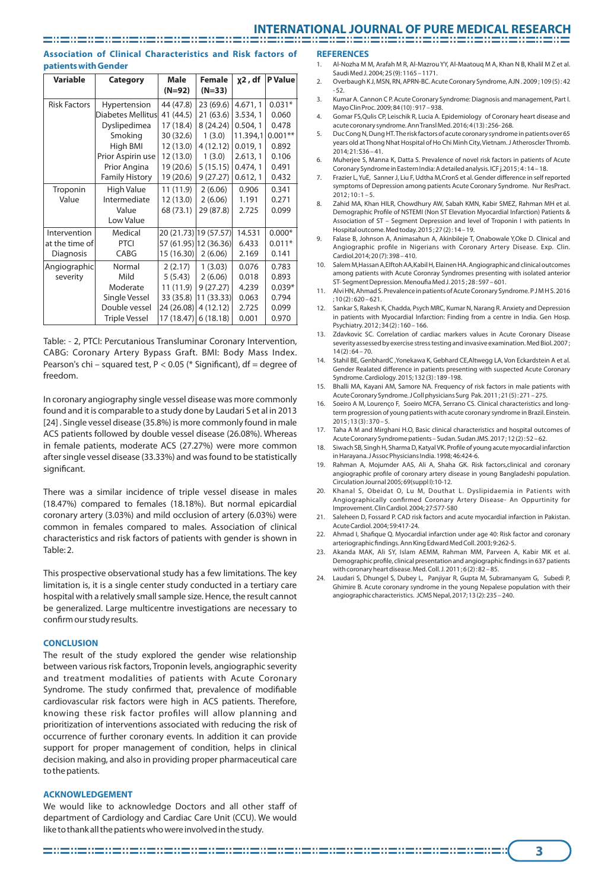**Association of Clinical Characteristics and Risk factors of patients with Gender**

| Variable | Category | Male (N=92) | Female (N=33) | χ2 , df | P Value |
|---|---|---|---|---|---|
| Risk Factors | Hypertension | 44 (47.8) | 23 (69.6) | 4.671, 1 | 0.031* |
| | Diabetes Mellitus | 41 (44.5) | 21 (63.6) | 3.534, 1 | 0.060 |
| | Dyslipedimea | 17 (18.4) | 8 (24.24) | 0.504, 1 | 0.478 |
| | Smoking | 30 (32.6) | 1 (3.0) | 11.394,1 | 0.001** |
| | High BMI | 12 (13.0) | 4 (12.12) | 0.019, 1 | 0.892 |
| | Prior Aspirin use | 12 (13.0) | 1 (3.0) | 2.613, 1 | 0.106 |
| | Prior Angina | 19 (20.6) | 5 (15.15) | 0.474, 1 | 0.491 |
| | Family History | 19 (20.6) | 9 (27.27) | 0.612, 1 | 0.432 |
| Troponin Value | High Value | 11 (11.9) | 2 (6.06) | 0.906 | 0.341 |
| | Intermediate Value | 12 (13.0) | 2 (6.06) | 1.191 | 0.271 |
| | Low Value | 68 (73.1) | 29 (87.8) | 2.725 | 0.099 |
| Intervention at the time of Diagnosis | Medical | 20 (21.73) | 19 (57.57) | 14.531 | 0.000* |
| | PTCI | 57 (61.95) | 12 (36.36) | 6.433 | 0.011* |
| | CABG | 15 (16.30) | 2 (6.06) | 2.169 | 0.141 |
| Angiographic severity | Normal | 2 (2.17) | 1 (3.03) | 0.076 | 0.783 |
| | Mild | 5 (5.43) | 2 (6.06) | 0.018 | 0.893 |
| | Moderate | 11 (11.9) | 9 (27.27) | 4.239 | 0.039* |
| | Single Vessel | 33 (35.8) | 11 (33.33) | 0.063 | 0.794 |
| | Double vessel | 24 (26.08) | 4 (12.12) | 2.725 | 0.099 |
| | Triple Vessel | 17 (18.47) | 6 (18.18) | 0.001 | 0.970 |

Table: - 2, PTCI: Percutanious Transluminar Coronary Intervention, CABG: Coronary Artery Bypass Graft. BMI: Body Mass Index. Pearson's chi – squared test, $P < 0.05$ (* Significant), df = degree of freedom.

In coronary angiography single vessel disease was more commonly found and it is comparable to a study done by Laudari S et al in 2013 [24] . Single vessel disease (35.8%) is more commonly found in male ACS patients followed by double vessel disease (26.08%). Whereas in female patients, moderate ACS (27.27%) were more common after single vessel disease (33.33%) and was found to be statistically significant.

There was a similar incidence of triple vessel disease in males (18.47%) compared to females (18.18%). But normal epicardial coronary artery (3.03%) and mild occlusion of artery (6.03%) were common in females compared to males. Association of clinical characteristics and risk factors of patients with gender is shown in Table: 2.

This prospective observational study has a few limitations. The key limitation is, it is a single center study conducted in a tertiary care hospital with a relatively small sample size. Hence, the result cannot be generalized. Large multicentre investigations are necessary to confirm our study results.

## CONCLUSION

The result of the study explored the gender wise relationship between various risk factors, Troponin levels, angiographic severity and treatment modalities of patients with Acute Coronary Syndrome. The study confirmed that, prevalence of modifiable cardiovascular risk factors were high in ACS patients. Therefore, knowing these risk factor profiles will allow planning and prioritization of interventions associated with reducing the risk of occurrence of further coronary events. In addition it can provide support for proper management of condition, helps in clinical decision making, and also in providing proper pharmaceutical care to the patients.

## ACKNOWLEDGEMENT

We would like to acknowledge Doctors and all other staff of department of Cardiology and Cardiac Care Unit (CCU). We would like to thank all the patients who were involved in the study.

## REFERENCES

1. Al-Nozha M M, Arafah M R, Al-Mazrou YY, Al-Maatouq M A, Khan N B, Khalil M Z et al. Saudi Med J. 2004; 25 (9) : 1165 – 1171.
2. Overbaugh K J, MSN, RN, APRN-BC. Acute Coronary Syndrome, AJN . 2009 ; 109 (5) : 42 - 52.
3. Kumar A. Cannon C P. Acute Coronary Syndrome: Diagnosis and management, Part I. Mayo Clin Proc. 2009; 84 (10) : 917 – 938.
4. Gomar FS,Qulis CP, Leischik R, Lucia A. Epidemiology of Coronary heart disease and acute coronary syndrome. Ann Transl Med. 2016; 4 (13) : 256- 268.
5. Duc Cong N, Dung HT. The risk factors of acute coronary syndrome in patients over 65 years old at Thong Nhat Hospital of Ho Chi Minh City, Vietnam. J Atheroscler Thromb. 2014; 21: S36 – 41.
6. Muherjee S, Manna K, Datta S. Prevalence of novel risk factors in patients of Acute Coronary Syndrome in Eastern India: A detailed analysis. ICF j.2015 ; 4 : 14 – 18.
7. Frazier L, YuE, Sanner J, Liu F, Udtha M,CronS et al. Gender difference in self reported symptoms of Depression among patients Acute Coronary Syndrome. Nur ResPract. 2012 ; 10 : 1 – 5.
8. Zahid MA, Khan HILR, Chowdhury AW, Sabah KMN, Kabir SMEZ, Rahman MH et al. Demographic Profile of NSTEMI (Non ST Elevation Myocardial Infarction) Patients & Association of ST – Segment Depression and level of Troponin I with patients In Hospital outcome. Med today. 2015 ; 27 (2) : 14 – 19.
9. Falase B, Johnson A, Animasahun A, Akinbileje T, Onabowale Y,Oke D. Clinical and Angiographic profile in Nigerians with Coronary Artery Disease. Exp. Clin. Cardiol.2014; 20 (7): 398 – 410.
10. Salem M,Hassan A,Elftoh AA,Kabil H, Elainen HA. Angiographic and clinical outcomes among patients with Acute Coronray Syndromes presenting with isolated anterior ST- Segment Depression. Menoufia Med J. 2015 ; 28 : 597 – 601.
11. Alvi HN, Ahmad S. Prevalence in patients of Acute Coronary Syndrome. P J M H S. 2016 ; 10 (2) : 620 – 621.
12. Sankar S, Rakesh K, Chadda, Psych MRC, Kumar N, Narang R. Anxiety and Depression in patients with Myocardial Infarction: Finding from a centre in India. Gen Hosp. Psychiatry. 2012 ; 34 (2) : 160 – 166.
13. Zdavkovic SC. Correlation of cardiac markers values in Acute Coronary Disease severity assessed by exercise stress testing and invasive examination. Med Biol. 2007 ; 14 (2) : 64 – 70.
14. Stahil BE, GenbhardC ,Yonekawa K, Gebhard CE,Altwegg LA, Von Eckardstein A et al. Gender Realated difference in patients presenting with suspected Acute Coronary Syndrome. Cardiology. 2015; 132 (3) : 189 -198.
15. Bhalli MA, Kayani AM, Samore NA. Frequency of risk factors in male patients with Acute Coronary Syndrome. J Coll physicians Surg Pak. 2011 ; 21 (5) : 271 – 275.
16. Soeiro A M, Lourenço F, Soeiro MCFA, Serrano CS. Clinical characteristics and long-term progression of young patients with acute coronary syndrome in Brazil. Einstein. 2015 ; 13 (3) : 370 – 5.
17. Taha A M and Mirghani H.O, Basic clinical characteristics and hospital outcomes of Acute Coronary Syndrome patients – Sudan. Sudan JMS. 2017 ; 12 (2) : 52 – 62.
18. Siwach SB, Singh H, Sharma D, Katyal VK. Profile of young acute myocardial infarction in Harayana. J Assoc Physicians India. 1998; 46:424-6.
19. Rahman A, Mojumder AAS, Ali A, Shaha GK. Risk factors,clinical and coronary angiographic profile of coronary artery disease in young Bangladeshi population. Circulation Journal 2005; 69(suppl I):10-12.
20. Khanal S, Obeidat O, Lu M, Douthat L. Dyslipidaemia in Patients with Angiographically confirmed Coronary Artery Disease- An Oppurtinity for Improvement. Clin Cardiol. 2004; 27:577-580
21. Saleheen D, Fossard P. CAD risk factors and acute myocardial infarction in Pakistan. Acute Cardiol. 2004; 59:417-24.
22. Ahmad I, Shafique Q. Myocardial infarction under age 40: Risk factor and coronary arteriographic findings. Ann King Edward Med Coll. 2003; 9:262-5.
23. Akanda MAK, Ali SY, Islam AEMM, Rahman MM, Parveen A, Kabir MK et al. Demographic profile, clinical presentation and angiographic findings in 637 patients with coronary heart disease. Med. Coll. J. 2011 ; 6 (2) : 82 – 85.
24. Laudari S, Dhungel S, Dubey L, Panjiyar R, Gupta M, Subramanyam G, Subedi P, Ghimire B. Acute coronary syndrome in the young Nepalese population with their angiographic characteristics. JCMS Nepal, 2017; 13 (2): 235 – 240.